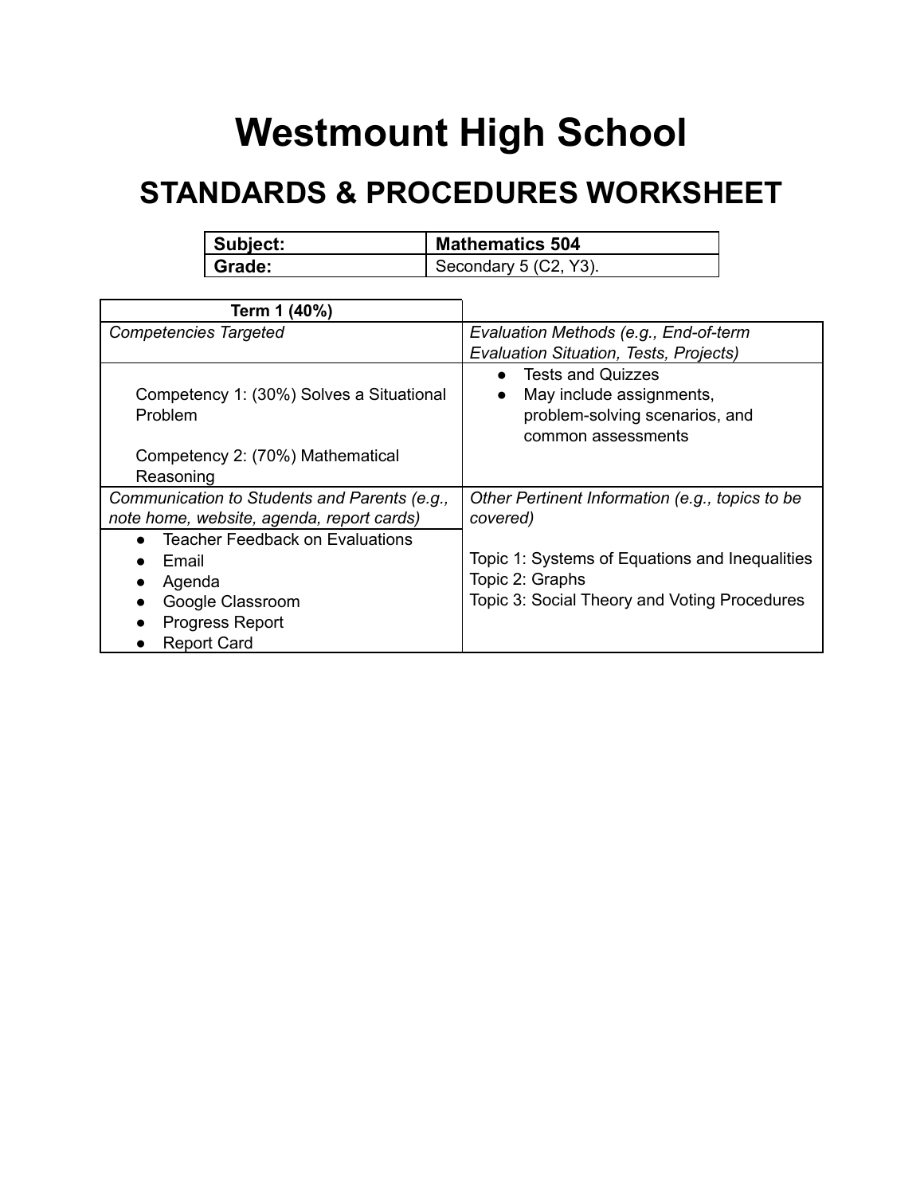# Westmount High School

## STANDARDS & PROCEDURES WORKSHEET

| **Subject:** | **Mathematics 504** |
|---|---|
| **Grade:** | Secondary 5 (C2, Y3). |

| **Term 1 (40%)** | |
|---|---|
| *Competencies Targeted* | *Evaluation Methods (e.g., End-of-term Evaluation Situation, Tests, Projects)* |
| Competency 1: (30%) Solves a Situational Problem<br><br>Competency 2: (70%) Mathematical Reasoning | • Tests and Quizzes<br>• May include assignments, problem-solving scenarios, and common assessments |
| *Communication to Students and Parents (e.g., note home, website, agenda, report cards)* | *Other Pertinent Information (e.g., topics to be covered)* |
| • Teacher Feedback on Evaluations<br>• Email<br>• Agenda<br>• Google Classroom<br>• Progress Report<br>• Report Card | Topic 1: Systems of Equations and Inequalities<br>Topic 2: Graphs<br>Topic 3: Social Theory and Voting Procedures |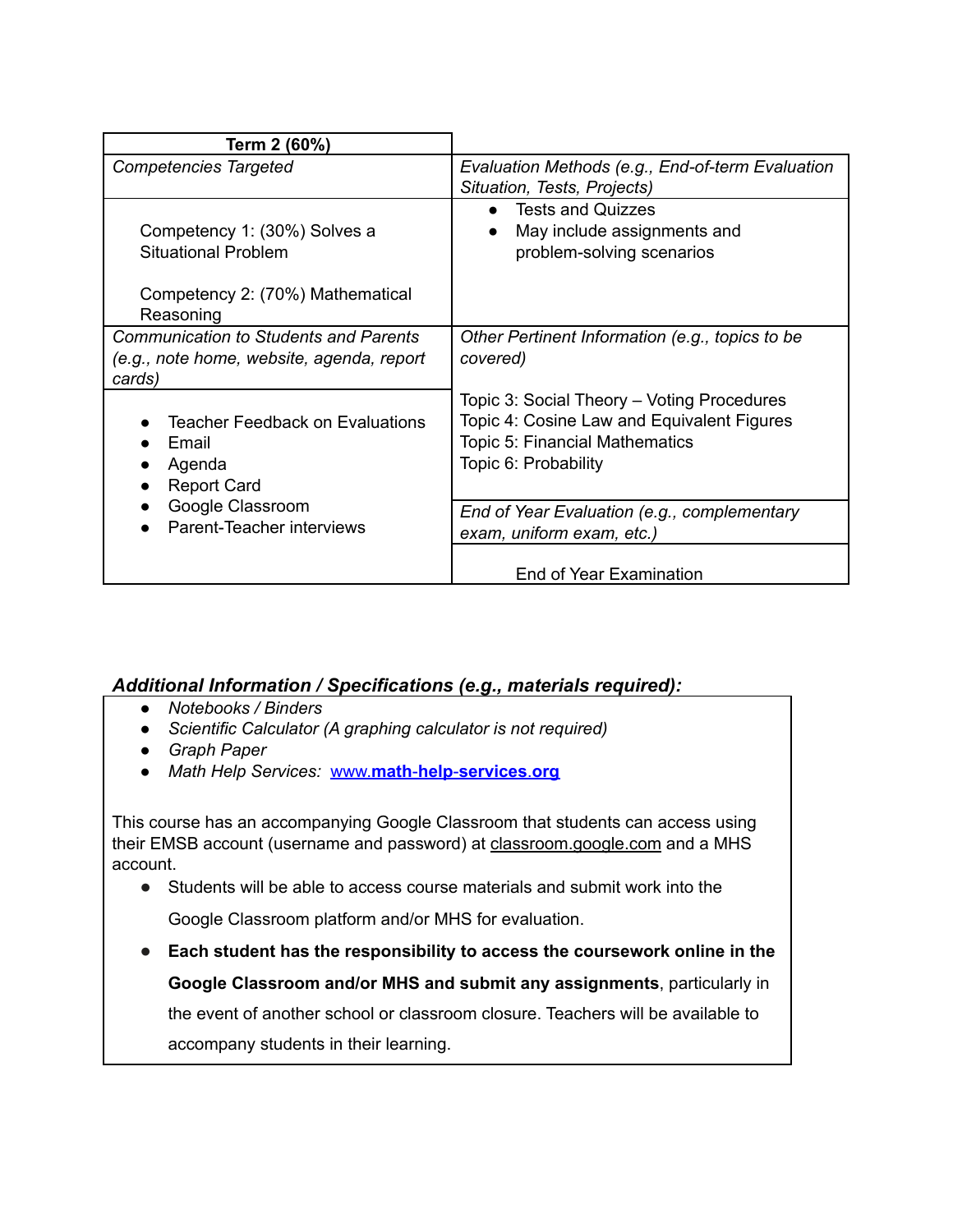| Term 2 (60%) | |
|---|---|
| *Competencies Targeted* | *Evaluation Methods (e.g., End-of-term Evaluation Situation, Tests, Projects)* |
| Competency 1: (30%) Solves a Situational Problem<br><br>Competency 2: (70%) Mathematical Reasoning | • Tests and Quizzes<br>• May include assignments and problem-solving scenarios |
| *Communication to Students and Parents (e.g., note home, website, agenda, report cards)* | *Other Pertinent Information (e.g., topics to be covered)*<br><br>Topic 3: Social Theory – Voting Procedures<br>Topic 4: Cosine Law and Equivalent Figures<br>Topic 5: Financial Mathematics<br>Topic 6: Probability |
| • Teacher Feedback on Evaluations<br>• Email<br>• Agenda<br>• Report Card<br>• Google Classroom<br>• Parent-Teacher interviews | *End of Year Evaluation (e.g., complementary exam, uniform exam, etc.)*<br><br>End of Year Examination |

### ***Additional Information / Specifications (e.g., materials required):***

- *Notebooks / Binders*
- *Scientific Calculator (A graphing calculator is not required)*
- *Graph Paper*
- *Math Help Services:* [www.**math-help-services.org**](http://www.math-help-services.org)

This course has an accompanying Google Classroom that students can access using their EMSB account (username and password) at classroom.google.com and a MHS account.

- Students will be able to access course materials and submit work into the Google Classroom platform and/or MHS for evaluation.
- **Each student has the responsibility to access the coursework online in the Google Classroom and/or MHS and submit any assignments**, particularly in the event of another school or classroom closure. Teachers will be available to accompany students in their learning.